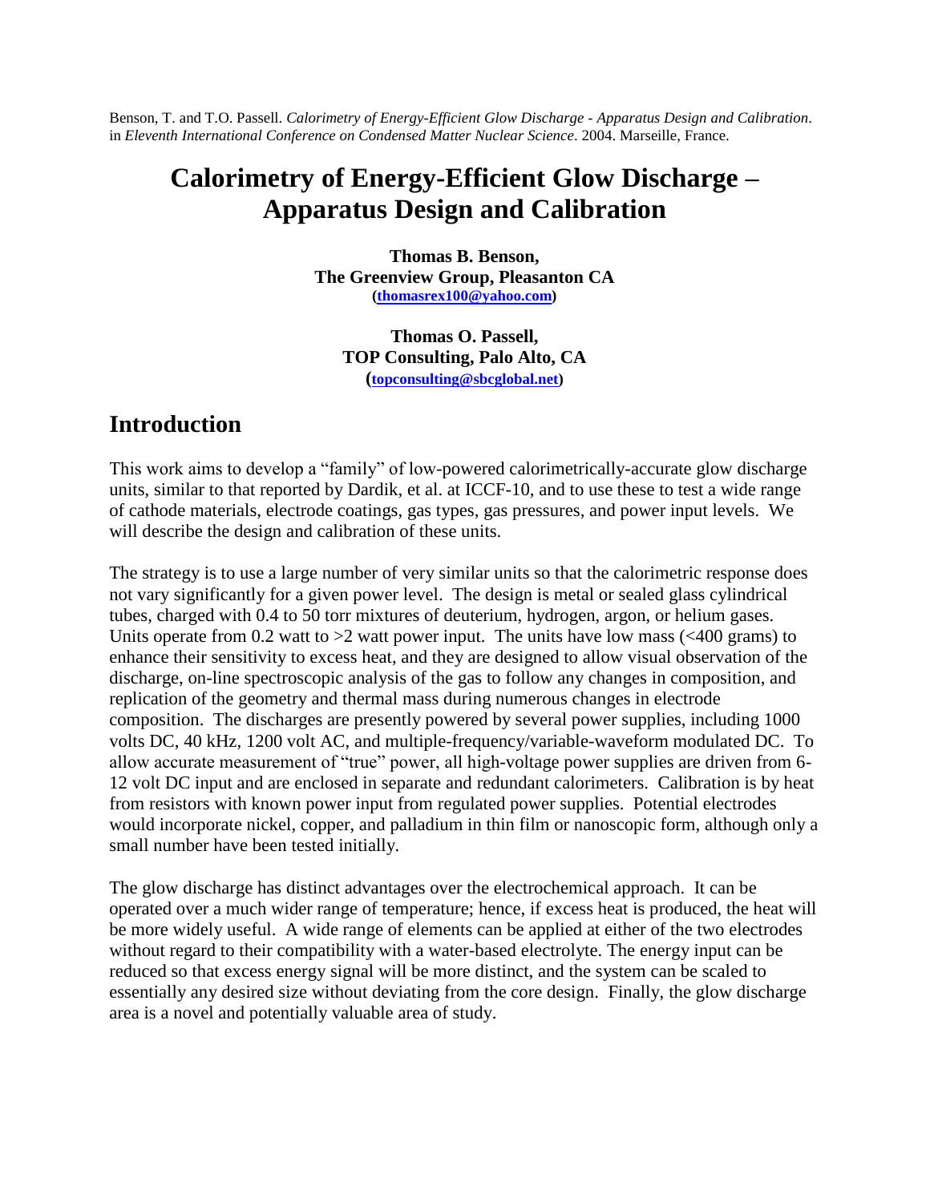Benson, T. and T.O. Passell. *Calorimetry of Energy-Efficient Glow Discharge - Apparatus Design and Calibration*. in *Eleventh International Conference on Condensed Matter Nuclear Science*. 2004. Marseille, France.

# Calorimetry of Energy-Efficient Glow Discharge – Apparatus Design and Calibration

**Thomas B. Benson,**
**The Greenview Group, Pleasanton CA**
**(thomasrex100@yahoo.com)**

**Thomas O. Passell,**
**TOP Consulting, Palo Alto, CA**
**(topconsulting@sbcglobal.net)**

## Introduction

This work aims to develop a "family" of low-powered calorimetrically-accurate glow discharge units, similar to that reported by Dardik, et al. at ICCF-10, and to use these to test a wide range of cathode materials, electrode coatings, gas types, gas pressures, and power input levels. We will describe the design and calibration of these units.

The strategy is to use a large number of very similar units so that the calorimetric response does not vary significantly for a given power level. The design is metal or sealed glass cylindrical tubes, charged with 0.4 to 50 torr mixtures of deuterium, hydrogen, argon, or helium gases. Units operate from 0.2 watt to >2 watt power input. The units have low mass (<400 grams) to enhance their sensitivity to excess heat, and they are designed to allow visual observation of the discharge, on-line spectroscopic analysis of the gas to follow any changes in composition, and replication of the geometry and thermal mass during numerous changes in electrode composition. The discharges are presently powered by several power supplies, including 1000 volts DC, 40 kHz, 1200 volt AC, and multiple-frequency/variable-waveform modulated DC. To allow accurate measurement of "true" power, all high-voltage power supplies are driven from 6-12 volt DC input and are enclosed in separate and redundant calorimeters. Calibration is by heat from resistors with known power input from regulated power supplies. Potential electrodes would incorporate nickel, copper, and palladium in thin film or nanoscopic form, although only a small number have been tested initially.

The glow discharge has distinct advantages over the electrochemical approach. It can be operated over a much wider range of temperature; hence, if excess heat is produced, the heat will be more widely useful. A wide range of elements can be applied at either of the two electrodes without regard to their compatibility with a water-based electrolyte. The energy input can be reduced so that excess energy signal will be more distinct, and the system can be scaled to essentially any desired size without deviating from the core design. Finally, the glow discharge area is a novel and potentially valuable area of study.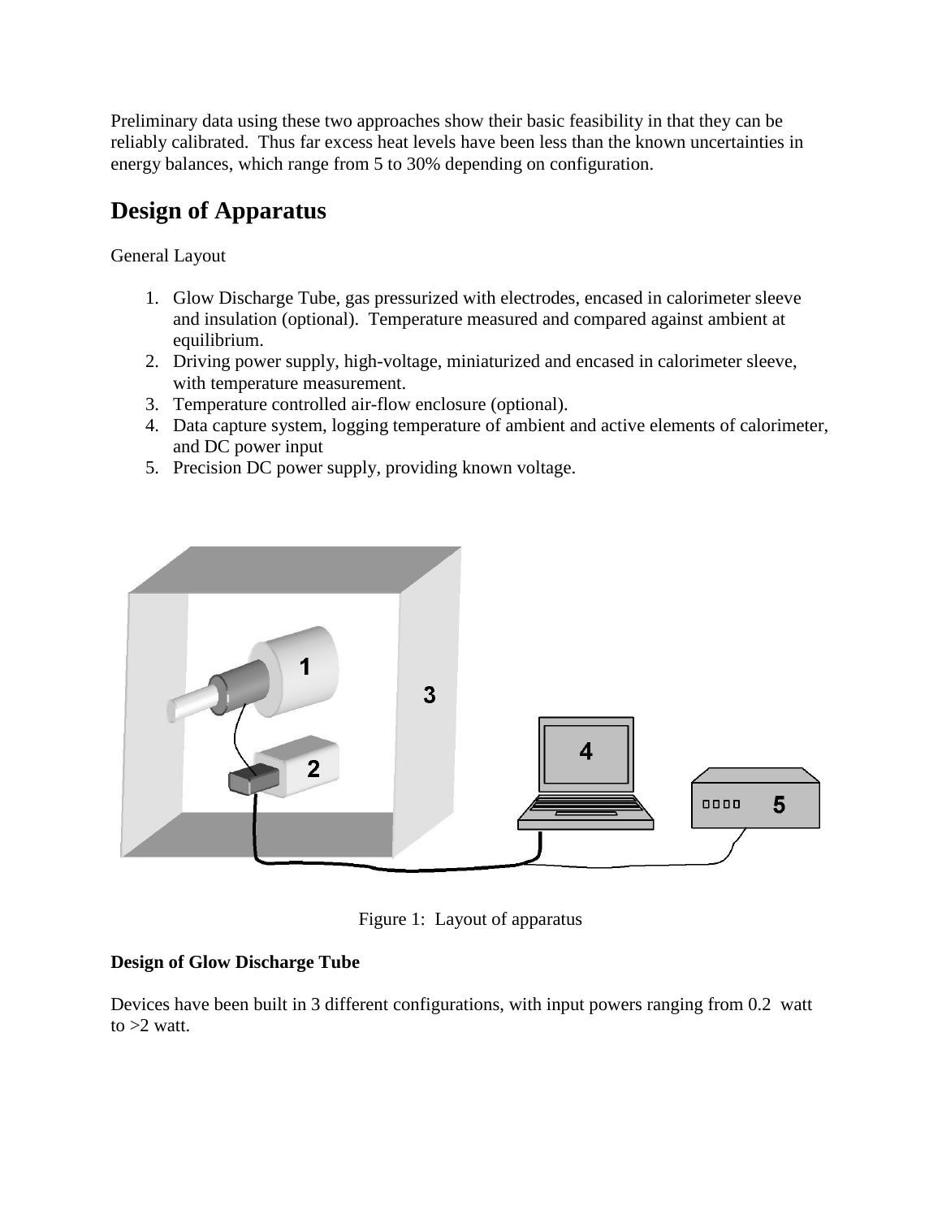Preliminary data using these two approaches show their basic feasibility in that they can be reliably calibrated. Thus far excess heat levels have been less than the known uncertainties in energy balances, which range from 5 to 30% depending on configuration.

## Design of Apparatus

General Layout

1. Glow Discharge Tube, gas pressurized with electrodes, encased in calorimeter sleeve and insulation (optional). Temperature measured and compared against ambient at equilibrium.
2. Driving power supply, high-voltage, miniaturized and encased in calorimeter sleeve, with temperature measurement.
3. Temperature controlled air-flow enclosure (optional).
4. Data capture system, logging temperature of ambient and active elements of calorimeter, and DC power input
5. Precision DC power supply, providing known voltage.

Figure 1: Layout of apparatus

**Design of Glow Discharge Tube**

Devices have been built in 3 different configurations, with input powers ranging from 0.2 watt to >2 watt.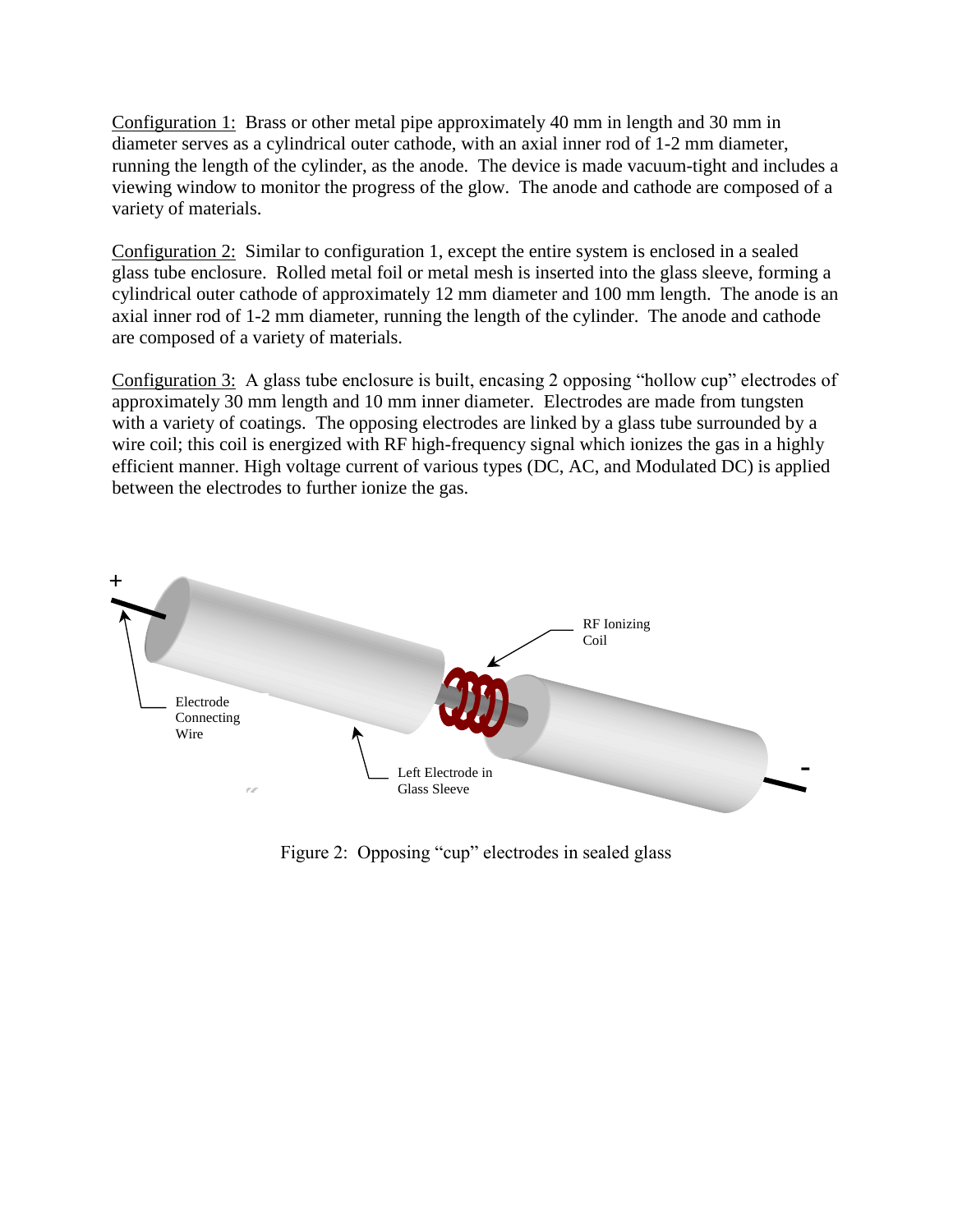Configuration 1: Brass or other metal pipe approximately 40 mm in length and 30 mm in diameter serves as a cylindrical outer cathode, with an axial inner rod of 1-2 mm diameter, running the length of the cylinder, as the anode. The device is made vacuum-tight and includes a viewing window to monitor the progress of the glow. The anode and cathode are composed of a variety of materials.

Configuration 2: Similar to configuration 1, except the entire system is enclosed in a sealed glass tube enclosure. Rolled metal foil or metal mesh is inserted into the glass sleeve, forming a cylindrical outer cathode of approximately 12 mm diameter and 100 mm length. The anode is an axial inner rod of 1-2 mm diameter, running the length of the cylinder. The anode and cathode are composed of a variety of materials.

Configuration 3: A glass tube enclosure is built, encasing 2 opposing "hollow cup" electrodes of approximately 30 mm length and 10 mm inner diameter. Electrodes are made from tungsten with a variety of coatings. The opposing electrodes are linked by a glass tube surrounded by a wire coil; this coil is energized with RF high-frequency signal which ionizes the gas in a highly efficient manner. High voltage current of various types (DC, AC, and Modulated DC) is applied between the electrodes to further ionize the gas.

Figure 2: Opposing "cup" electrodes in sealed glass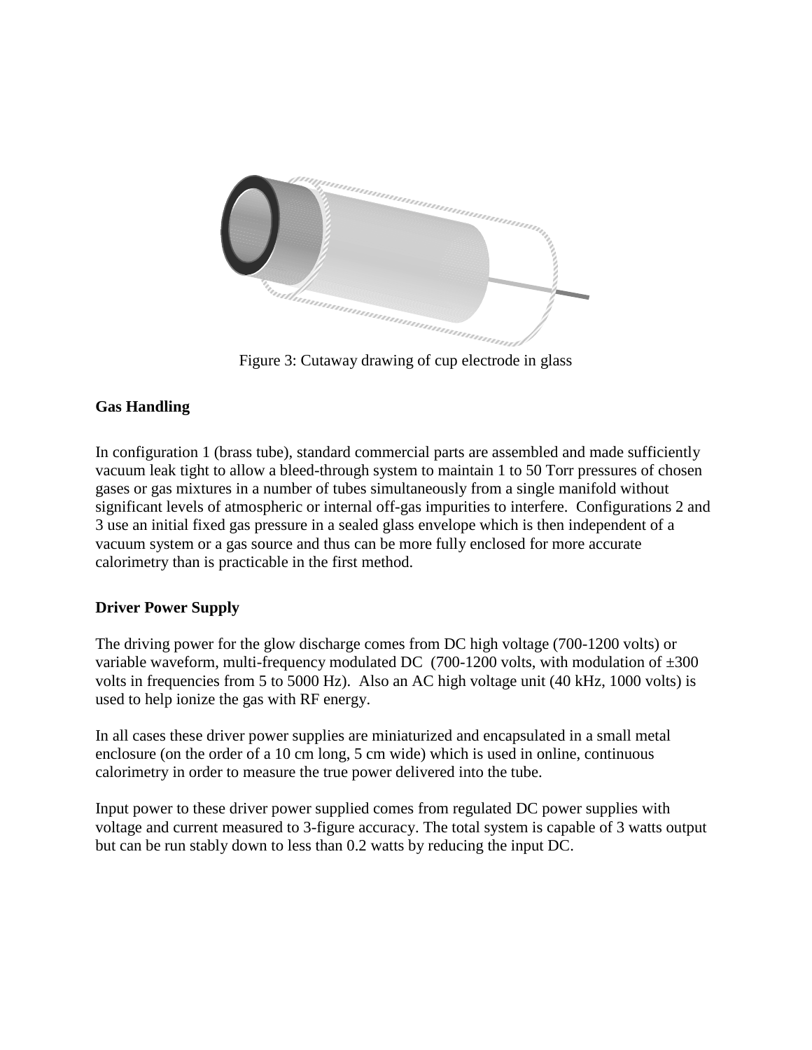Figure 3: Cutaway drawing of cup electrode in glass

**Gas Handling**

In configuration 1 (brass tube), standard commercial parts are assembled and made sufficiently vacuum leak tight to allow a bleed-through system to maintain 1 to 50 Torr pressures of chosen gases or gas mixtures in a number of tubes simultaneously from a single manifold without significant levels of atmospheric or internal off-gas impurities to interfere. Configurations 2 and 3 use an initial fixed gas pressure in a sealed glass envelope which is then independent of a vacuum system or a gas source and thus can be more fully enclosed for more accurate calorimetry than is practicable in the first method.

**Driver Power Supply**

The driving power for the glow discharge comes from DC high voltage (700-1200 volts) or variable waveform, multi-frequency modulated DC (700-1200 volts, with modulation of ±300 volts in frequencies from 5 to 5000 Hz). Also an AC high voltage unit (40 kHz, 1000 volts) is used to help ionize the gas with RF energy.

In all cases these driver power supplies are miniaturized and encapsulated in a small metal enclosure (on the order of a 10 cm long, 5 cm wide) which is used in online, continuous calorimetry in order to measure the true power delivered into the tube.

Input power to these driver power supplied comes from regulated DC power supplies with voltage and current measured to 3-figure accuracy. The total system is capable of 3 watts output but can be run stably down to less than 0.2 watts by reducing the input DC.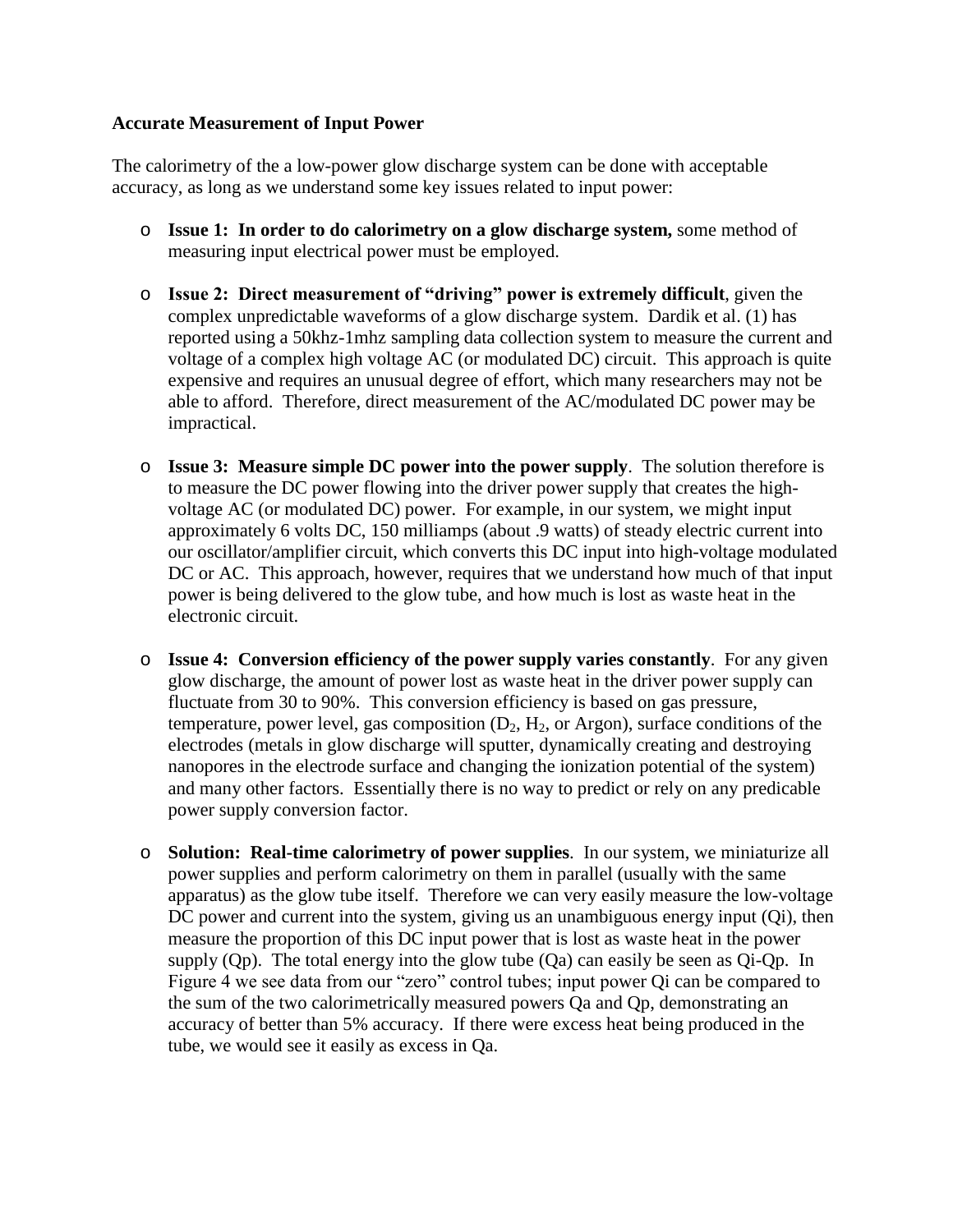**Accurate Measurement of Input Power**

The calorimetry of the a low-power glow discharge system can be done with acceptable accuracy, as long as we understand some key issues related to input power:

- **Issue 1: In order to do calorimetry on a glow discharge system,** some method of measuring input electrical power must be employed.

- **Issue 2: Direct measurement of "driving" power is extremely difficult**, given the complex unpredictable waveforms of a glow discharge system. Dardik et al. (1) has reported using a 50khz-1mhz sampling data collection system to measure the current and voltage of a complex high voltage AC (or modulated DC) circuit. This approach is quite expensive and requires an unusual degree of effort, which many researchers may not be able to afford. Therefore, direct measurement of the AC/modulated DC power may be impractical.

- **Issue 3: Measure simple DC power into the power supply**. The solution therefore is to measure the DC power flowing into the driver power supply that creates the high-voltage AC (or modulated DC) power. For example, in our system, we might input approximately 6 volts DC, 150 milliamps (about .9 watts) of steady electric current into our oscillator/amplifier circuit, which converts this DC input into high-voltage modulated DC or AC. This approach, however, requires that we understand how much of that input power is being delivered to the glow tube, and how much is lost as waste heat in the electronic circuit.

- **Issue 4: Conversion efficiency of the power supply varies constantly**. For any given glow discharge, the amount of power lost as waste heat in the driver power supply can fluctuate from 30 to 90%. This conversion efficiency is based on gas pressure, temperature, power level, gas composition ($D_2$, $H_2$, or Argon), surface conditions of the electrodes (metals in glow discharge will sputter, dynamically creating and destroying nanopores in the electrode surface and changing the ionization potential of the system) and many other factors. Essentially there is no way to predict or rely on any predicable power supply conversion factor.

- **Solution: Real-time calorimetry of power supplies**. In our system, we miniaturize all power supplies and perform calorimetry on them in parallel (usually with the same apparatus) as the glow tube itself. Therefore we can very easily measure the low-voltage DC power and current into the system, giving us an unambiguous energy input (Qi), then measure the proportion of this DC input power that is lost as waste heat in the power supply (Qp). The total energy into the glow tube (Qa) can easily be seen as Qi-Qp. In Figure 4 we see data from our "zero" control tubes; input power Qi can be compared to the sum of the two calorimetrically measured powers Qa and Qp, demonstrating an accuracy of better than 5% accuracy. If there were excess heat being produced in the tube, we would see it easily as excess in Qa.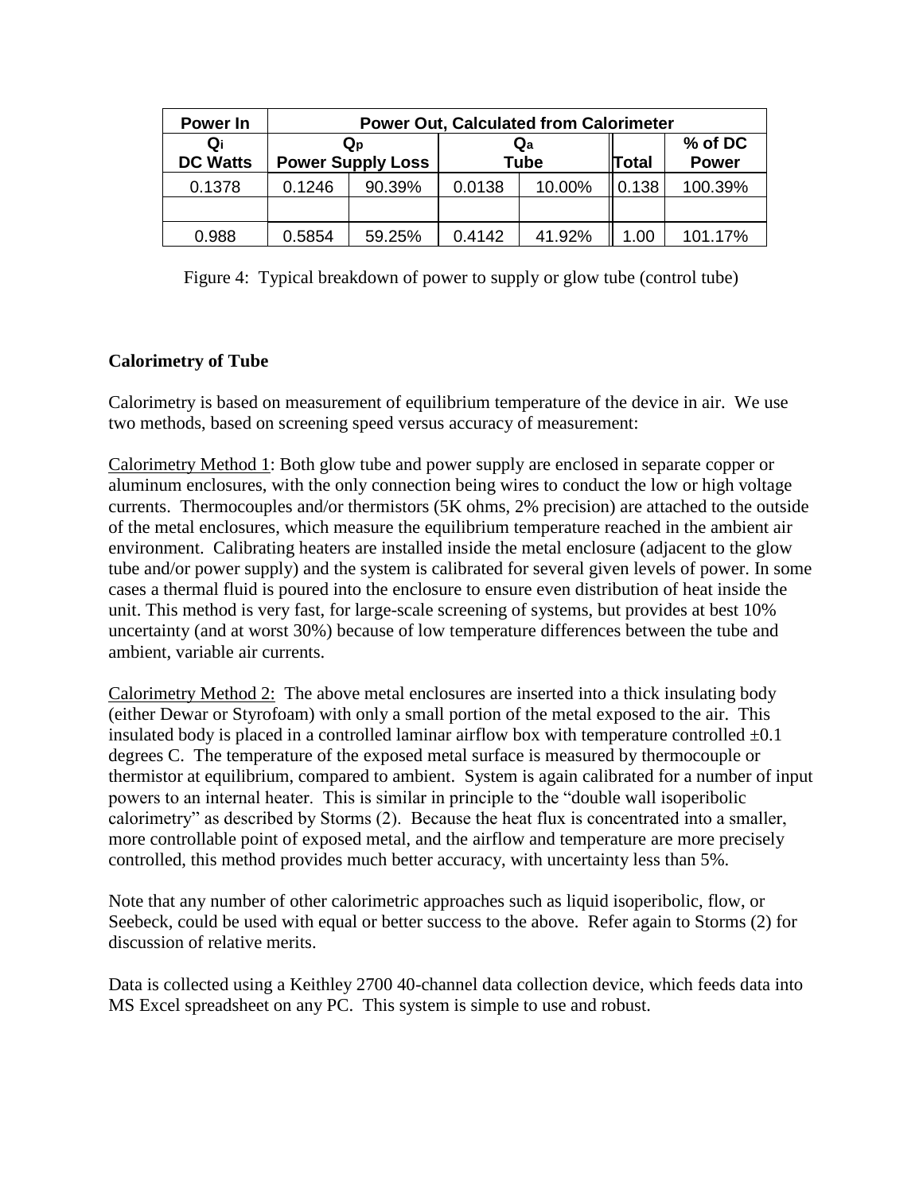| Power In | Power Out, Calculated from Calorimeter | | | | | |
|---|---|---|---|---|---|---|
| $Q_i$ DC Watts | $Q_p$ Power Supply Loss | | $Q_a$ Tube | | Total | % of DC Power |
| 0.1378 | 0.1246 | 90.39% | 0.0138 | 10.00% | 0.138 | 100.39% |
| | | | | | | |
| 0.988 | 0.5854 | 59.25% | 0.4142 | 41.92% | 1.00 | 101.17% |

Figure 4: Typical breakdown of power to supply or glow tube (control tube)

**Calorimetry of Tube**

Calorimetry is based on measurement of equilibrium temperature of the device in air. We use two methods, based on screening speed versus accuracy of measurement:

Calorimetry Method 1: Both glow tube and power supply are enclosed in separate copper or aluminum enclosures, with the only connection being wires to conduct the low or high voltage currents. Thermocouples and/or thermistors (5K ohms, 2% precision) are attached to the outside of the metal enclosures, which measure the equilibrium temperature reached in the ambient air environment. Calibrating heaters are installed inside the metal enclosure (adjacent to the glow tube and/or power supply) and the system is calibrated for several given levels of power. In some cases a thermal fluid is poured into the enclosure to ensure even distribution of heat inside the unit. This method is very fast, for large-scale screening of systems, but provides at best 10% uncertainty (and at worst 30%) because of low temperature differences between the tube and ambient, variable air currents.

Calorimetry Method 2: The above metal enclosures are inserted into a thick insulating body (either Dewar or Styrofoam) with only a small portion of the metal exposed to the air. This insulated body is placed in a controlled laminar airflow box with temperature controlled ±0.1 degrees C. The temperature of the exposed metal surface is measured by thermocouple or thermistor at equilibrium, compared to ambient. System is again calibrated for a number of input powers to an internal heater. This is similar in principle to the "double wall isoperibolic calorimetry" as described by Storms (2). Because the heat flux is concentrated into a smaller, more controllable point of exposed metal, and the airflow and temperature are more precisely controlled, this method provides much better accuracy, with uncertainty less than 5%.

Note that any number of other calorimetric approaches such as liquid isoperibolic, flow, or Seebeck, could be used with equal or better success to the above. Refer again to Storms (2) for discussion of relative merits.

Data is collected using a Keithley 2700 40-channel data collection device, which feeds data into MS Excel spreadsheet on any PC. This system is simple to use and robust.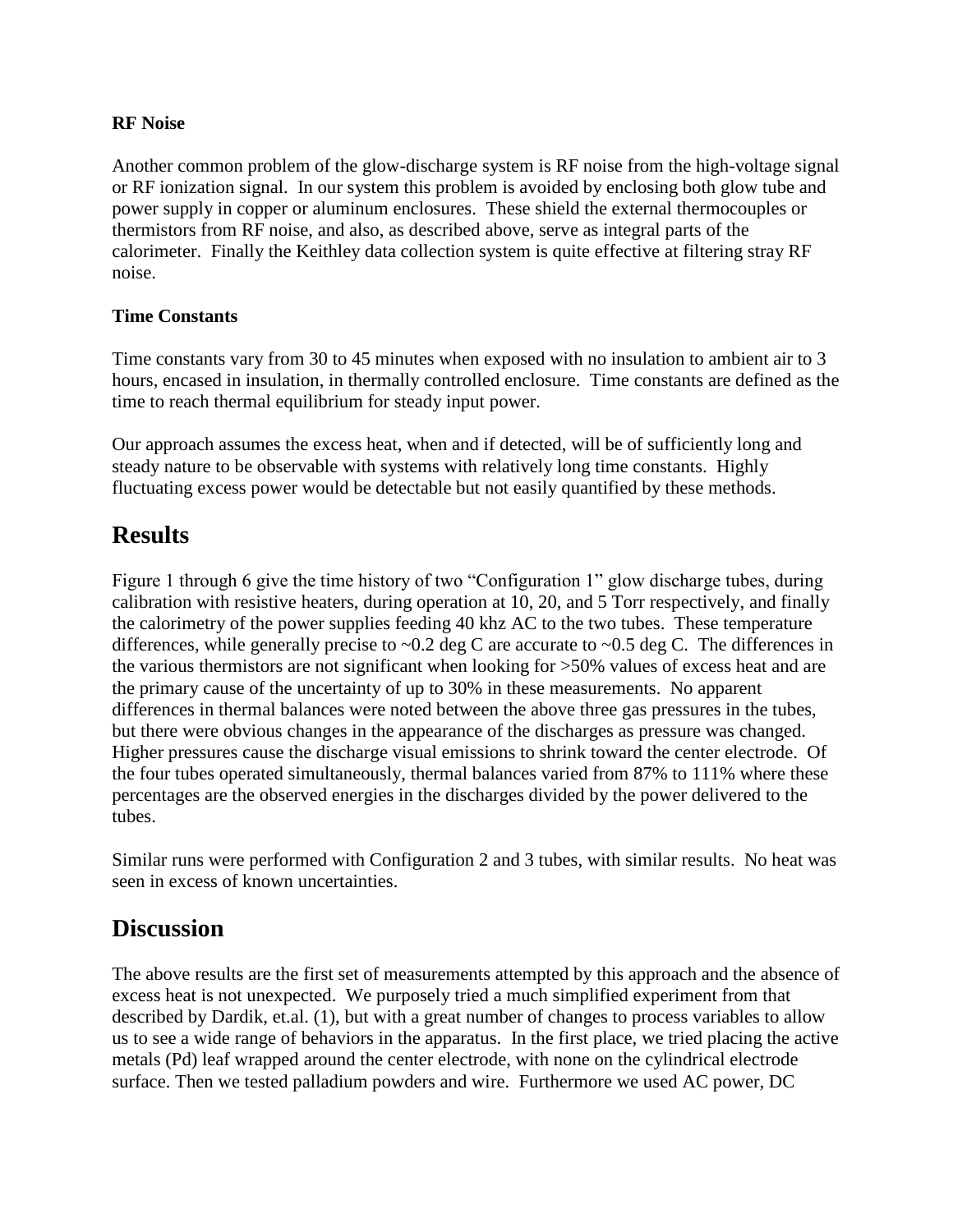### RF Noise

Another common problem of the glow-discharge system is RF noise from the high-voltage signal or RF ionization signal. In our system this problem is avoided by enclosing both glow tube and power supply in copper or aluminum enclosures. These shield the external thermocouples or thermistors from RF noise, and also, as described above, serve as integral parts of the calorimeter. Finally the Keithley data collection system is quite effective at filtering stray RF noise.

### Time Constants

Time constants vary from 30 to 45 minutes when exposed with no insulation to ambient air to 3 hours, encased in insulation, in thermally controlled enclosure. Time constants are defined as the time to reach thermal equilibrium for steady input power.

Our approach assumes the excess heat, when and if detected, will be of sufficiently long and steady nature to be observable with systems with relatively long time constants. Highly fluctuating excess power would be detectable but not easily quantified by these methods.

## Results

Figure 1 through 6 give the time history of two "Configuration 1" glow discharge tubes, during calibration with resistive heaters, during operation at 10, 20, and 5 Torr respectively, and finally the calorimetry of the power supplies feeding 40 khz AC to the two tubes. These temperature differences, while generally precise to ~0.2 deg C are accurate to ~0.5 deg C. The differences in the various thermistors are not significant when looking for >50% values of excess heat and are the primary cause of the uncertainty of up to 30% in these measurements. No apparent differences in thermal balances were noted between the above three gas pressures in the tubes, but there were obvious changes in the appearance of the discharges as pressure was changed. Higher pressures cause the discharge visual emissions to shrink toward the center electrode. Of the four tubes operated simultaneously, thermal balances varied from 87% to 111% where these percentages are the observed energies in the discharges divided by the power delivered to the tubes.

Similar runs were performed with Configuration 2 and 3 tubes, with similar results. No heat was seen in excess of known uncertainties.

## Discussion

The above results are the first set of measurements attempted by this approach and the absence of excess heat is not unexpected. We purposely tried a much simplified experiment from that described by Dardik, et.al. (1), but with a great number of changes to process variables to allow us to see a wide range of behaviors in the apparatus. In the first place, we tried placing the active metals (Pd) leaf wrapped around the center electrode, with none on the cylindrical electrode surface. Then we tested palladium powders and wire. Furthermore we used AC power, DC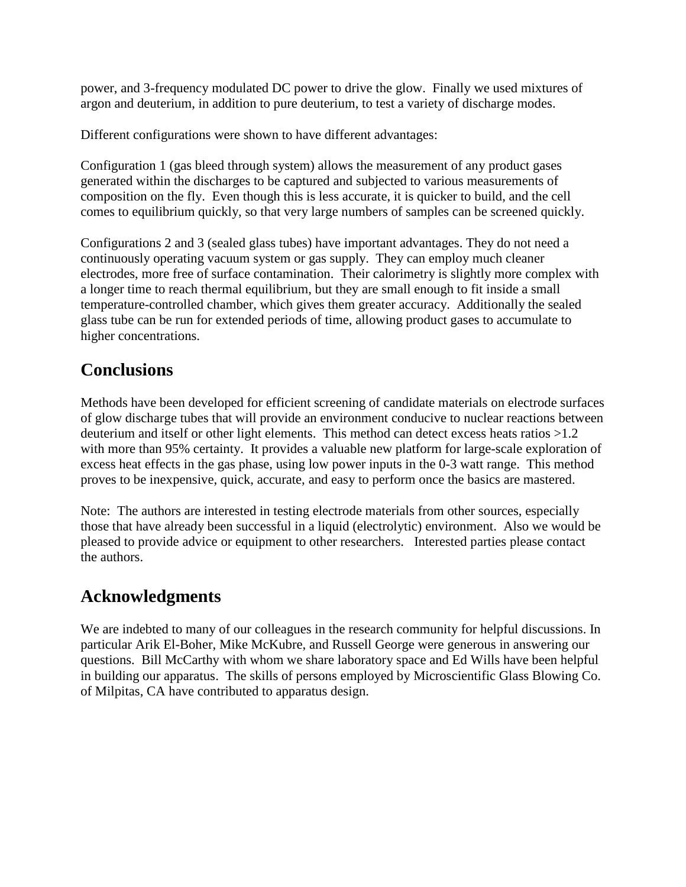power, and 3-frequency modulated DC power to drive the glow. Finally we used mixtures of argon and deuterium, in addition to pure deuterium, to test a variety of discharge modes.

Different configurations were shown to have different advantages:

Configuration 1 (gas bleed through system) allows the measurement of any product gases generated within the discharges to be captured and subjected to various measurements of composition on the fly. Even though this is less accurate, it is quicker to build, and the cell comes to equilibrium quickly, so that very large numbers of samples can be screened quickly.

Configurations 2 and 3 (sealed glass tubes) have important advantages. They do not need a continuously operating vacuum system or gas supply. They can employ much cleaner electrodes, more free of surface contamination. Their calorimetry is slightly more complex with a longer time to reach thermal equilibrium, but they are small enough to fit inside a small temperature-controlled chamber, which gives them greater accuracy. Additionally the sealed glass tube can be run for extended periods of time, allowing product gases to accumulate to higher concentrations.

## Conclusions

Methods have been developed for efficient screening of candidate materials on electrode surfaces of glow discharge tubes that will provide an environment conducive to nuclear reactions between deuterium and itself or other light elements. This method can detect excess heats ratios >1.2 with more than 95% certainty. It provides a valuable new platform for large-scale exploration of excess heat effects in the gas phase, using low power inputs in the 0-3 watt range. This method proves to be inexpensive, quick, accurate, and easy to perform once the basics are mastered.

Note: The authors are interested in testing electrode materials from other sources, especially those that have already been successful in a liquid (electrolytic) environment. Also we would be pleased to provide advice or equipment to other researchers. Interested parties please contact the authors.

## Acknowledgments

We are indebted to many of our colleagues in the research community for helpful discussions. In particular Arik El-Boher, Mike McKubre, and Russell George were generous in answering our questions. Bill McCarthy with whom we share laboratory space and Ed Wills have been helpful in building our apparatus. The skills of persons employed by Microscientific Glass Blowing Co. of Milpitas, CA have contributed to apparatus design.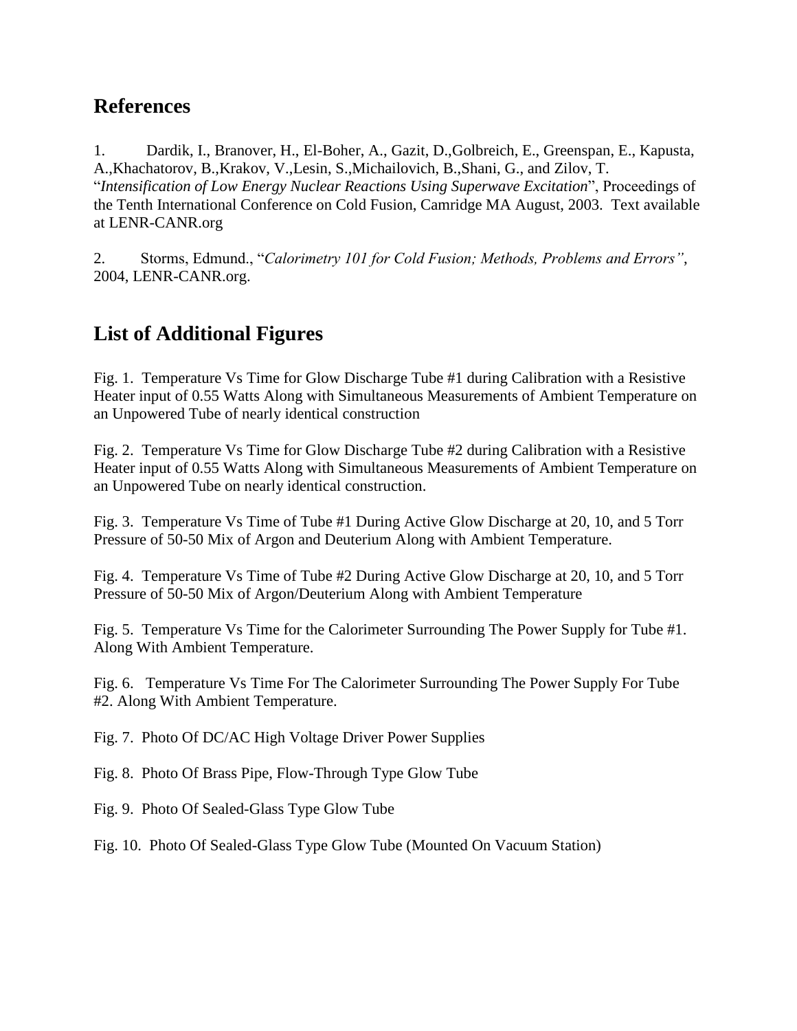## References

1. Dardik, I., Branover, H., El-Boher, A., Gazit, D.,Golbreich, E., Greenspan, E., Kapusta, A.,Khachatorov, B.,Krakov, V.,Lesin, S.,Michailovich, B.,Shani, G., and Zilov, T. "*Intensification of Low Energy Nuclear Reactions Using Superwave Excitation*", Proceedings of the Tenth International Conference on Cold Fusion, Camridge MA August, 2003. Text available at LENR-CANR.org

2. Storms, Edmund., "*Calorimetry 101 for Cold Fusion; Methods, Problems and Errors"*, 2004, LENR-CANR.org.

## List of Additional Figures

Fig. 1. Temperature Vs Time for Glow Discharge Tube #1 during Calibration with a Resistive Heater input of 0.55 Watts Along with Simultaneous Measurements of Ambient Temperature on an Unpowered Tube of nearly identical construction

Fig. 2. Temperature Vs Time for Glow Discharge Tube #2 during Calibration with a Resistive Heater input of 0.55 Watts Along with Simultaneous Measurements of Ambient Temperature on an Unpowered Tube on nearly identical construction.

Fig. 3. Temperature Vs Time of Tube #1 During Active Glow Discharge at 20, 10, and 5 Torr Pressure of 50-50 Mix of Argon and Deuterium Along with Ambient Temperature.

Fig. 4. Temperature Vs Time of Tube #2 During Active Glow Discharge at 20, 10, and 5 Torr Pressure of 50-50 Mix of Argon/Deuterium Along with Ambient Temperature

Fig. 5. Temperature Vs Time for the Calorimeter Surrounding The Power Supply for Tube #1. Along With Ambient Temperature.

Fig. 6. Temperature Vs Time For The Calorimeter Surrounding The Power Supply For Tube #2. Along With Ambient Temperature.

Fig. 7. Photo Of DC/AC High Voltage Driver Power Supplies

Fig. 8. Photo Of Brass Pipe, Flow-Through Type Glow Tube

Fig. 9. Photo Of Sealed-Glass Type Glow Tube

Fig. 10. Photo Of Sealed-Glass Type Glow Tube (Mounted On Vacuum Station)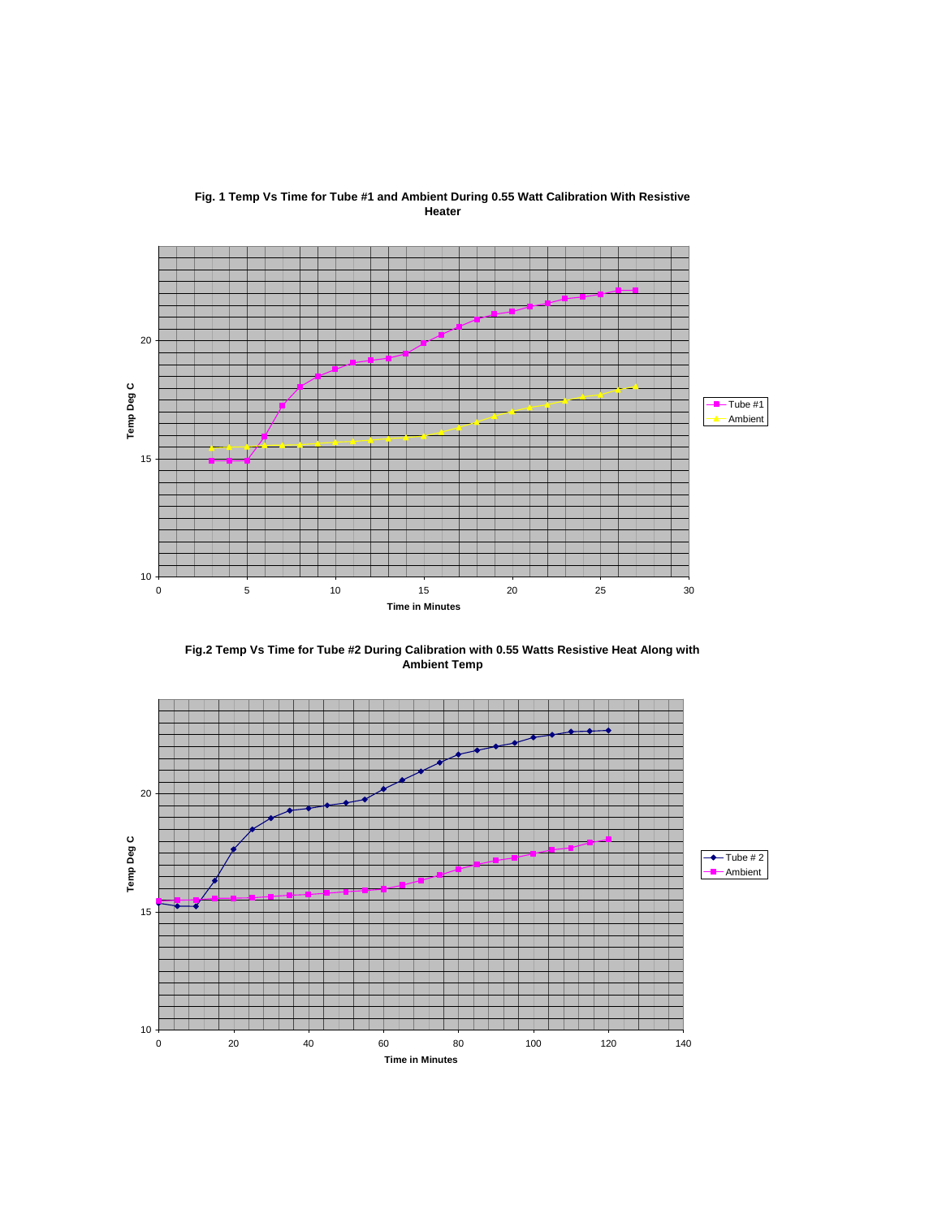**Fig. 1 Temp Vs Time for Tube #1 and Ambient During 0.55 Watt Calibration With Resistive Heater**

**Fig.2 Temp Vs Time for Tube #2 During Calibration with 0.55 Watts Resistive Heat Along with Ambient Temp**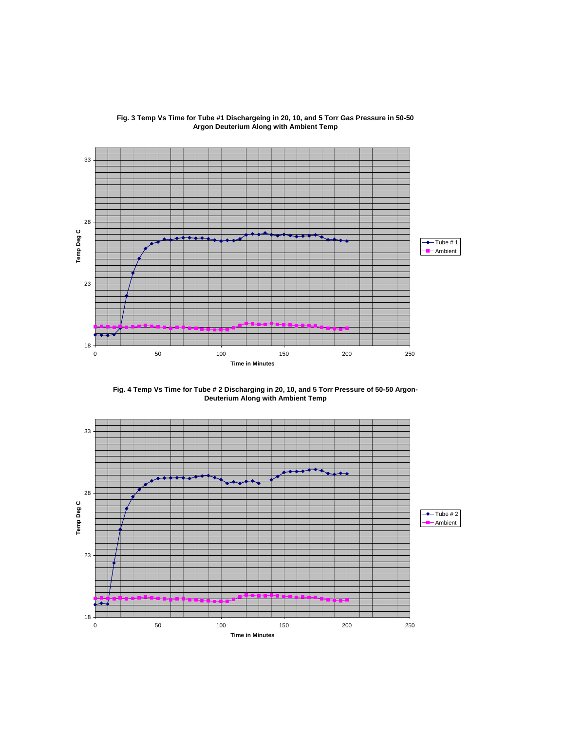**Fig. 3 Temp Vs Time for Tube #1 Dischargeing in 20, 10, and 5 Torr Gas Pressure in 50-50 Argon Deuterium Along with Ambient Temp**

**Fig. 4 Temp Vs Time for Tube # 2 Discharging in 20, 10, and 5 Torr Pressure of 50-50 Argon-Deuterium Along with Ambient Temp**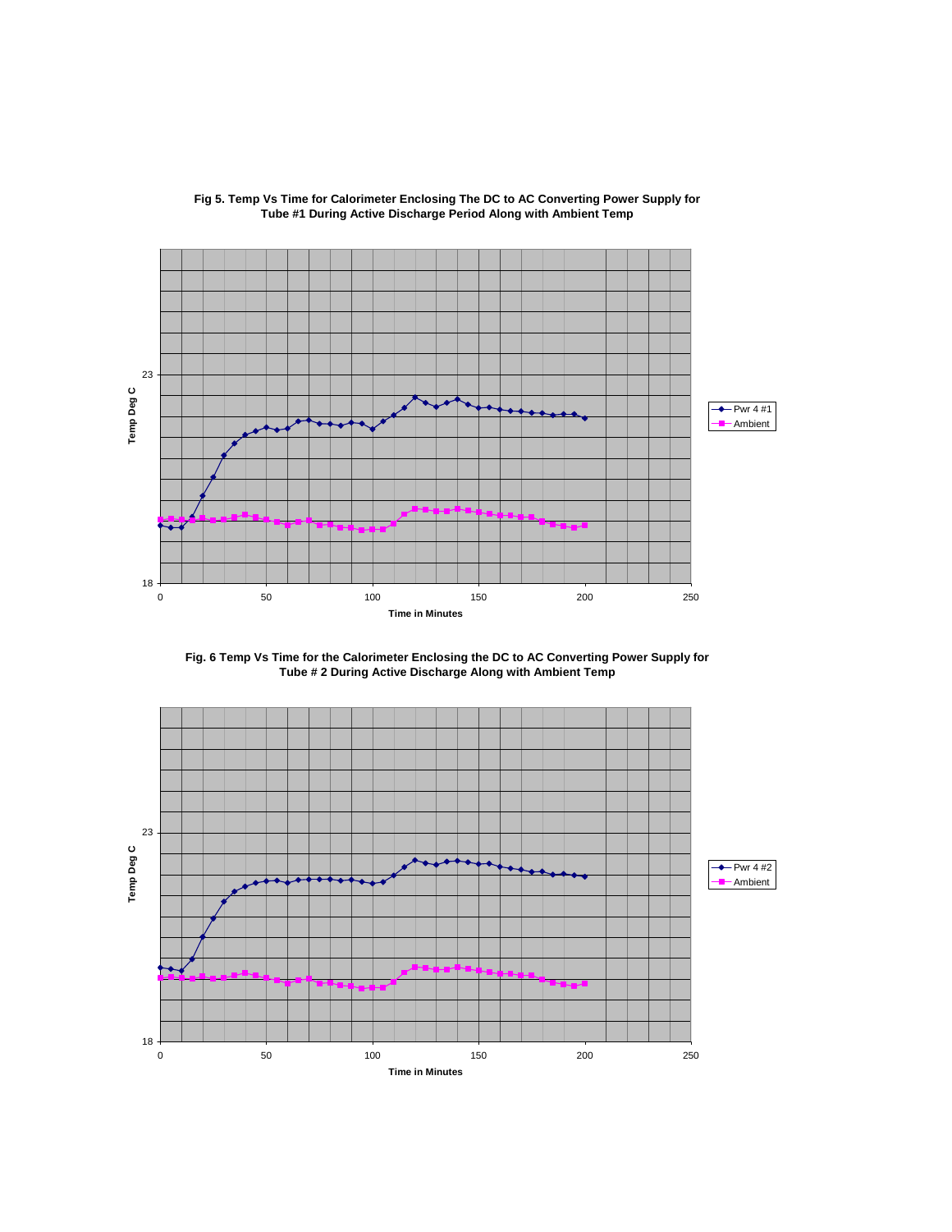**Fig 5. Temp Vs Time for Calorimeter Enclosing The DC to AC Converting Power Supply for Tube #1 During Active Discharge Period Along with Ambient Temp**

**Fig. 6 Temp Vs Time for the Calorimeter Enclosing the DC to AC Converting Power Supply for Tube # 2 During Active Discharge Along with Ambient Temp**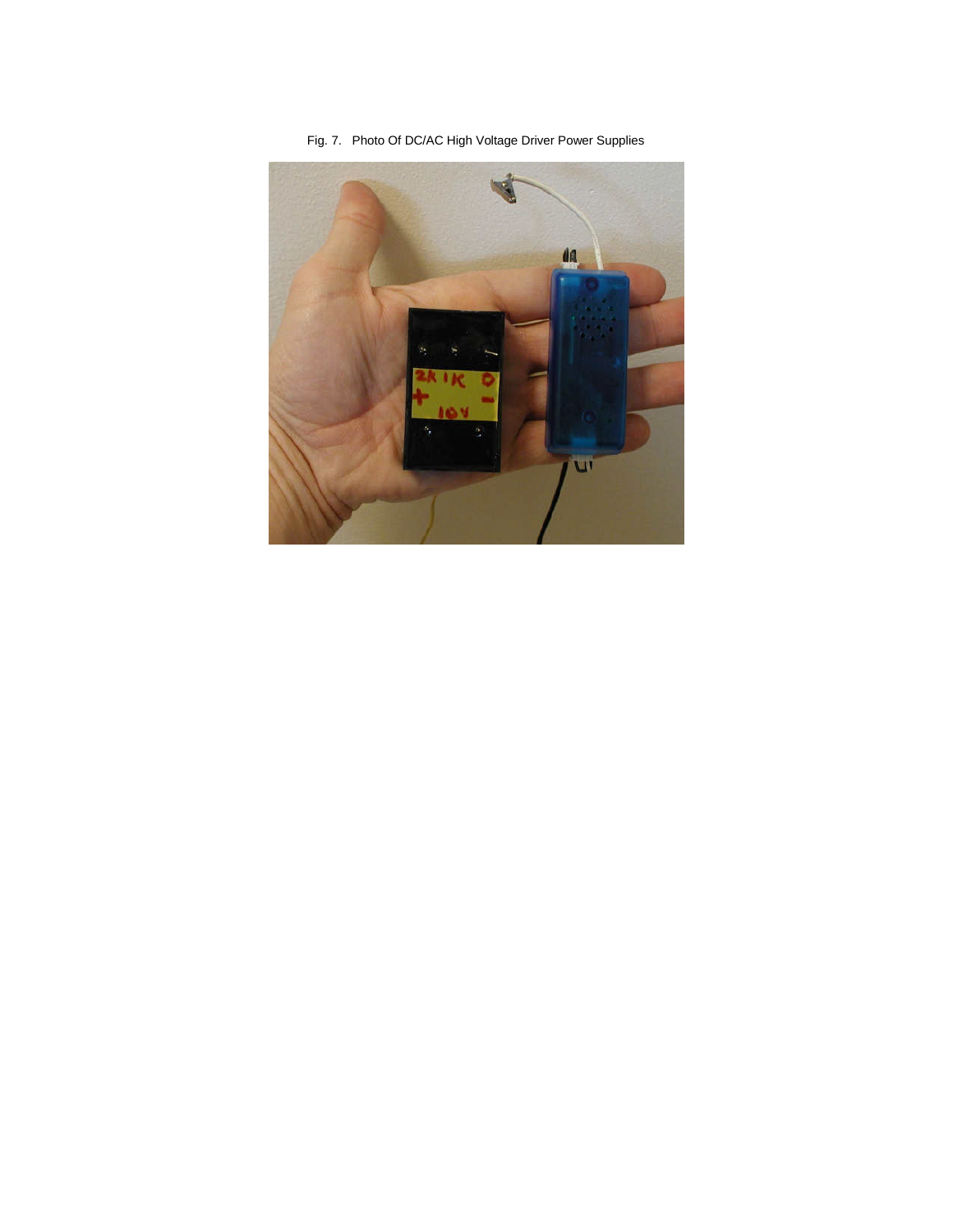Fig. 7.   Photo Of DC/AC High Voltage Driver Power Supplies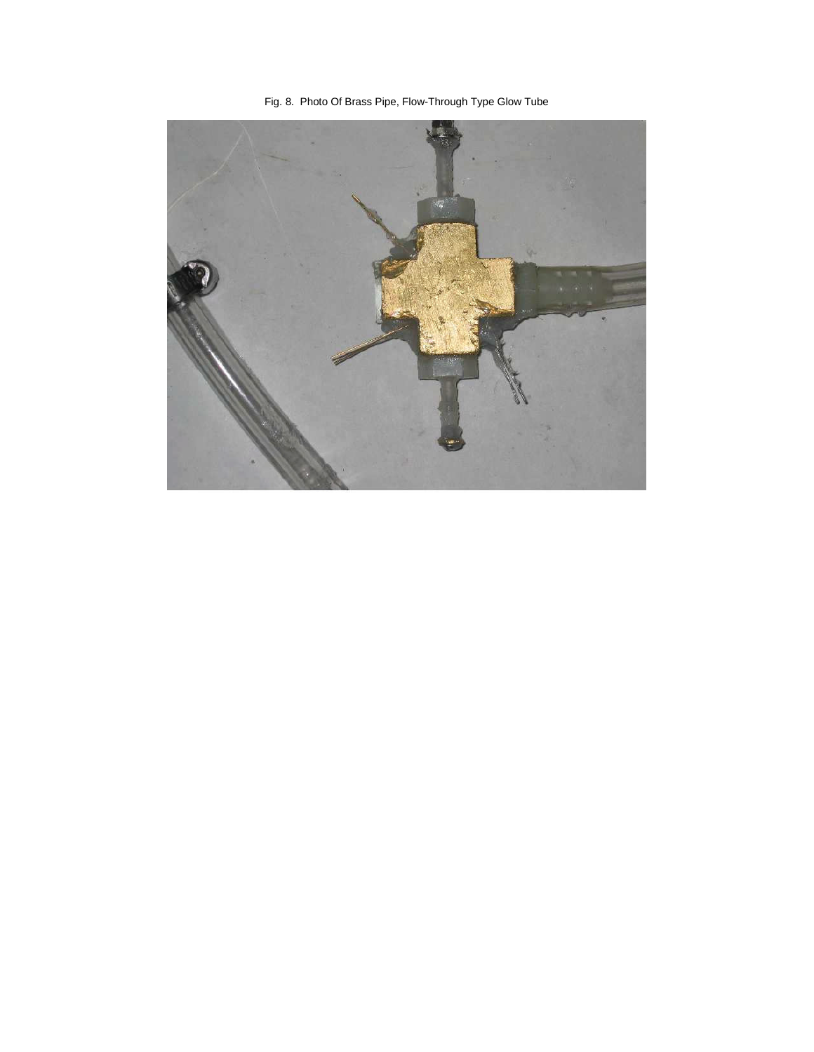Fig. 8. Photo Of Brass Pipe, Flow-Through Type Glow Tube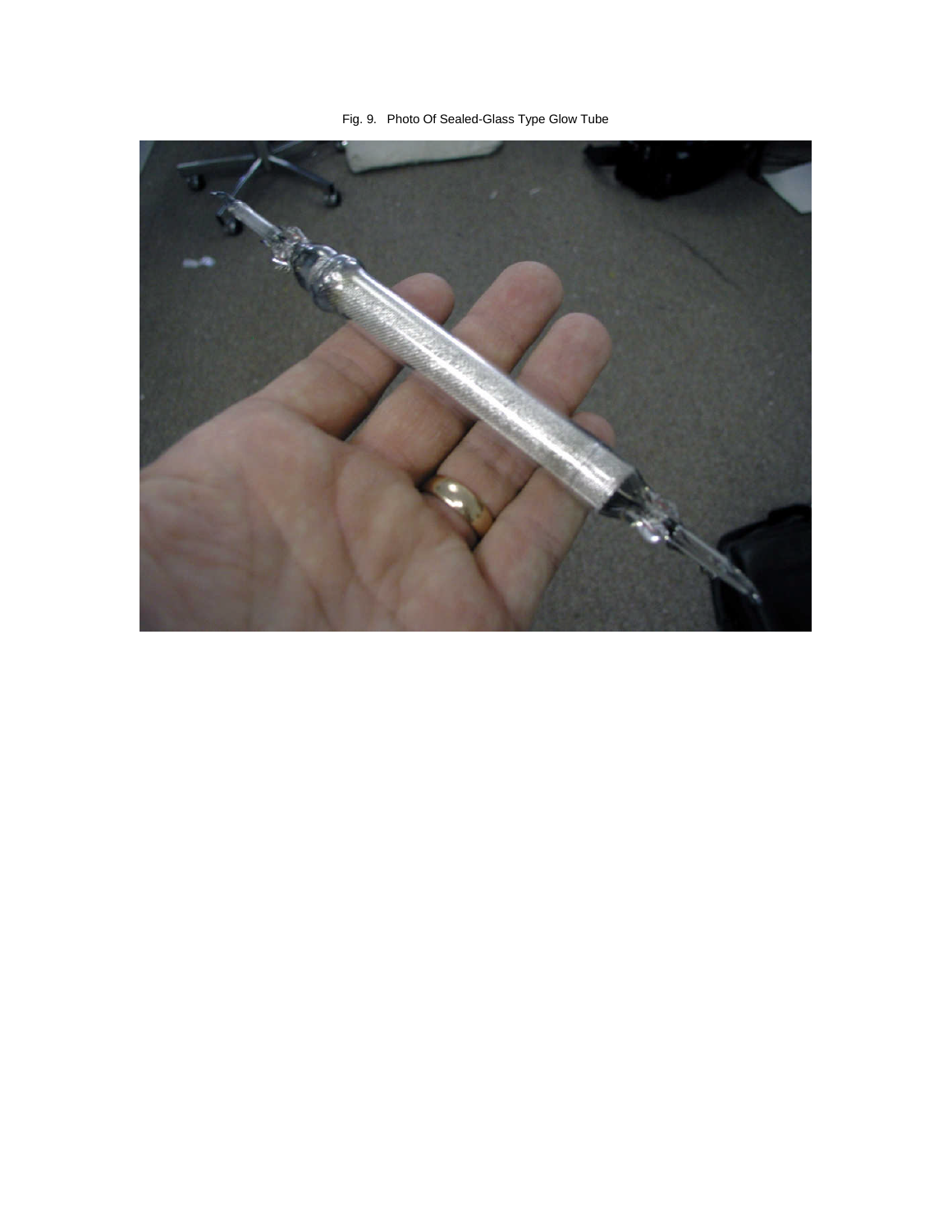Fig. 9. Photo Of Sealed-Glass Type Glow Tube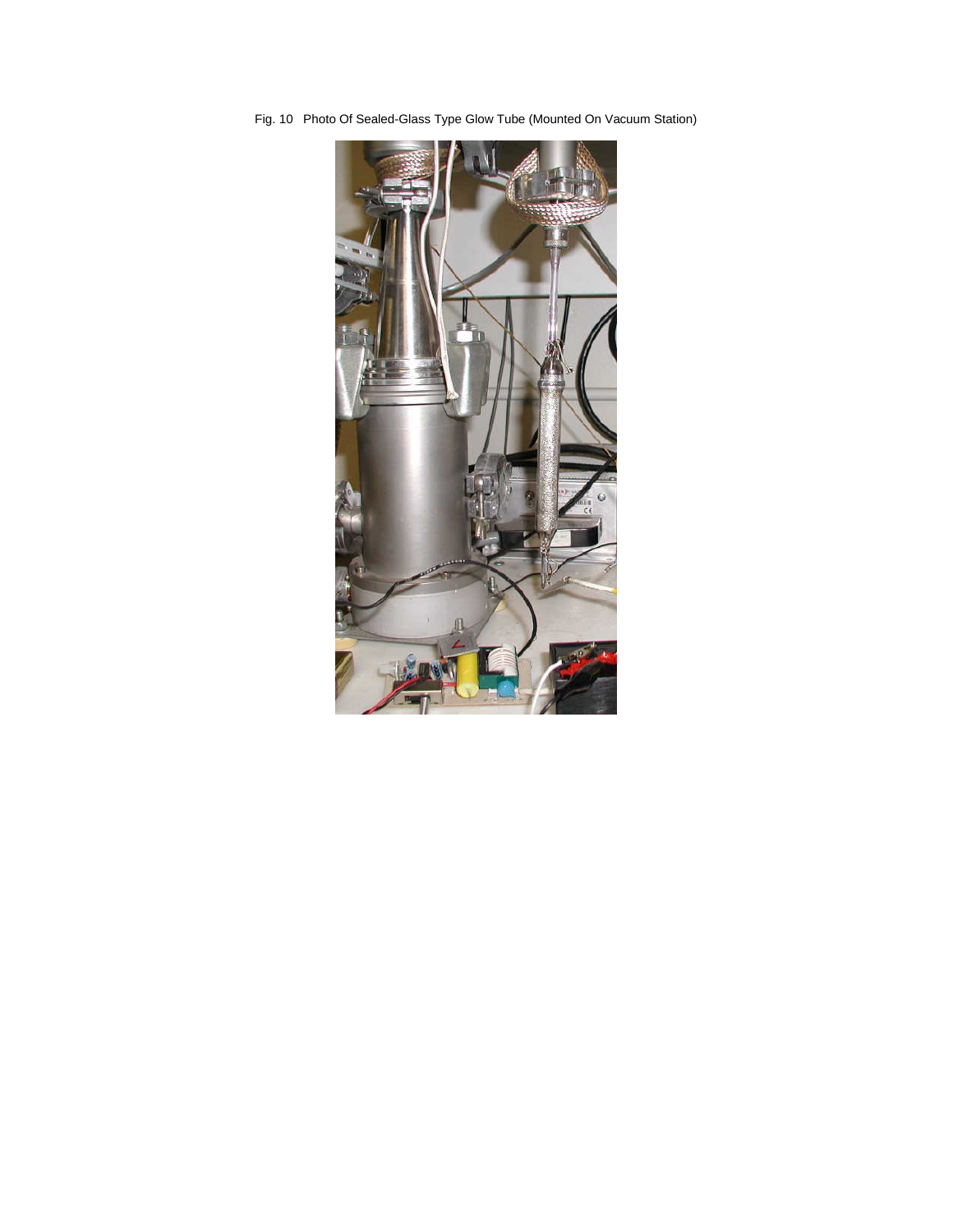Fig. 10 Photo Of Sealed-Glass Type Glow Tube (Mounted On Vacuum Station)